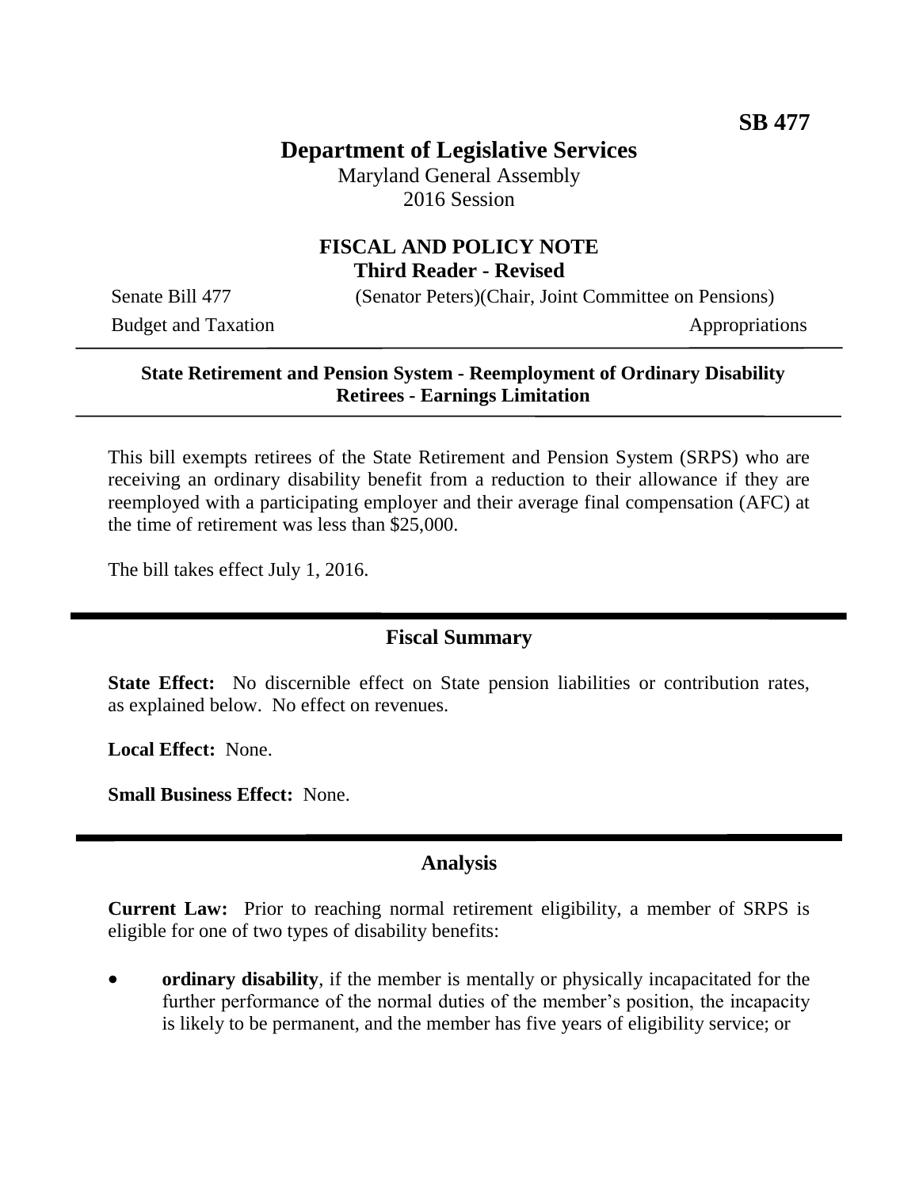**SB 477**

# Department of Legislative Services

Maryland General Assembly
2016 Session

## FISCAL AND POLICY NOTE
**Third Reader - Revised**

Senate Bill 477 (Senator Peters)(Chair, Joint Committee on Pensions)
Budget and Taxation Appropriations

---

**State Retirement and Pension System - Reemployment of Ordinary Disability Retirees - Earnings Limitation**

---

This bill exempts retirees of the State Retirement and Pension System (SRPS) who are receiving an ordinary disability benefit from a reduction to their allowance if they are reemployed with a participating employer and their average final compensation (AFC) at the time of retirement was less than $25,000.

The bill takes effect July 1, 2016.

---

## Fiscal Summary

**State Effect:** No discernible effect on State pension liabilities or contribution rates, as explained below. No effect on revenues.

**Local Effect:** None.

**Small Business Effect:** None.

---

## Analysis

**Current Law:** Prior to reaching normal retirement eligibility, a member of SRPS is eligible for one of two types of disability benefits:

- **ordinary disability**, if the member is mentally or physically incapacitated for the further performance of the normal duties of the member's position, the incapacity is likely to be permanent, and the member has five years of eligibility service; or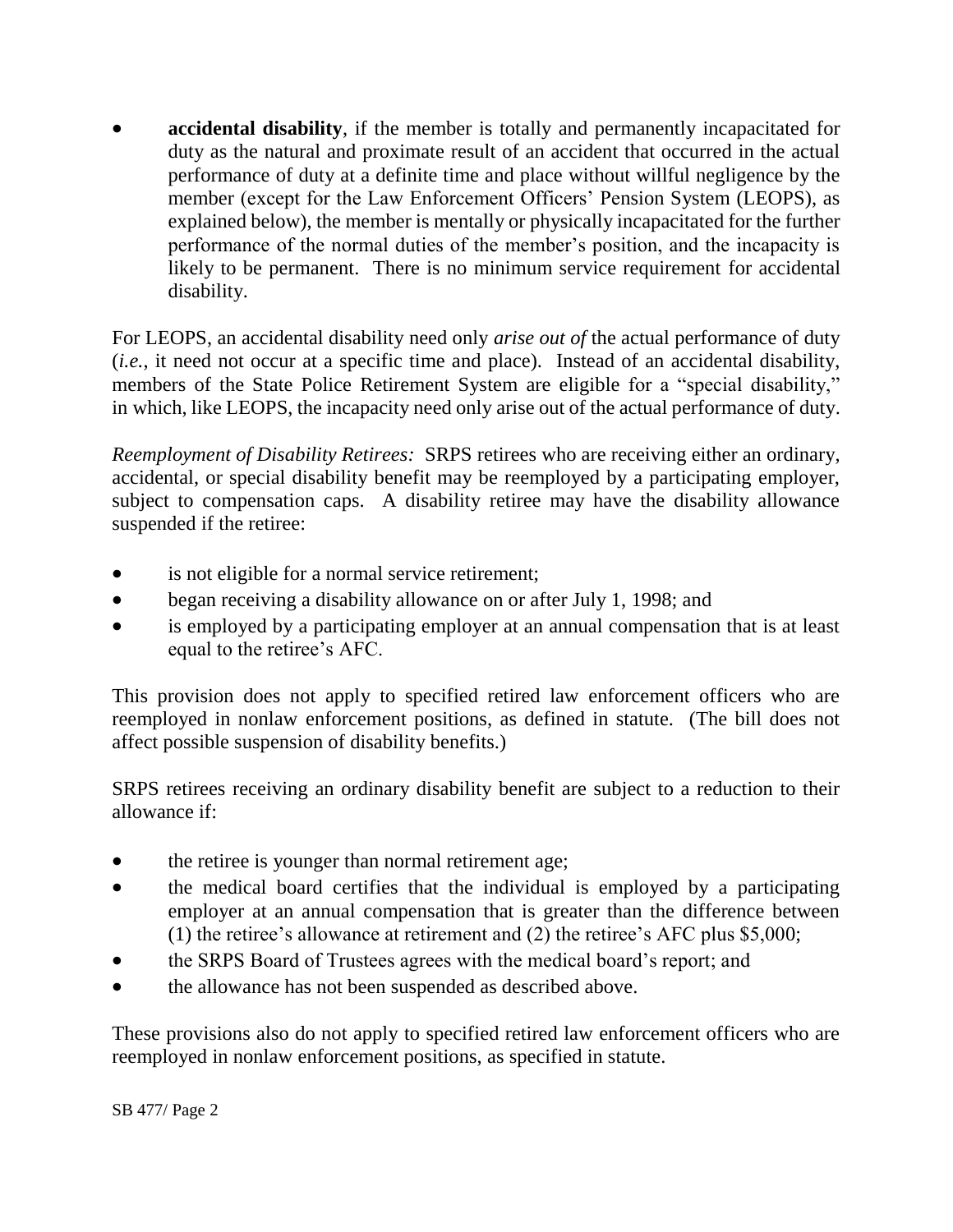- **accidental disability**, if the member is totally and permanently incapacitated for duty as the natural and proximate result of an accident that occurred in the actual performance of duty at a definite time and place without willful negligence by the member (except for the Law Enforcement Officers' Pension System (LEOPS), as explained below), the member is mentally or physically incapacitated for the further performance of the normal duties of the member's position, and the incapacity is likely to be permanent. There is no minimum service requirement for accidental disability.

For LEOPS, an accidental disability need only *arise out of* the actual performance of duty (*i.e.*, it need not occur at a specific time and place). Instead of an accidental disability, members of the State Police Retirement System are eligible for a "special disability," in which, like LEOPS, the incapacity need only arise out of the actual performance of duty.

*Reemployment of Disability Retirees:* SRPS retirees who are receiving either an ordinary, accidental, or special disability benefit may be reemployed by a participating employer, subject to compensation caps. A disability retiree may have the disability allowance suspended if the retiree:

- is not eligible for a normal service retirement;
- began receiving a disability allowance on or after July 1, 1998; and
- is employed by a participating employer at an annual compensation that is at least equal to the retiree's AFC.

This provision does not apply to specified retired law enforcement officers who are reemployed in nonlaw enforcement positions, as defined in statute. (The bill does not affect possible suspension of disability benefits.)

SRPS retirees receiving an ordinary disability benefit are subject to a reduction to their allowance if:

- the retiree is younger than normal retirement age;
- the medical board certifies that the individual is employed by a participating employer at an annual compensation that is greater than the difference between (1) the retiree's allowance at retirement and (2) the retiree's AFC plus $5,000;
- the SRPS Board of Trustees agrees with the medical board's report; and
- the allowance has not been suspended as described above.

These provisions also do not apply to specified retired law enforcement officers who are reemployed in nonlaw enforcement positions, as specified in statute.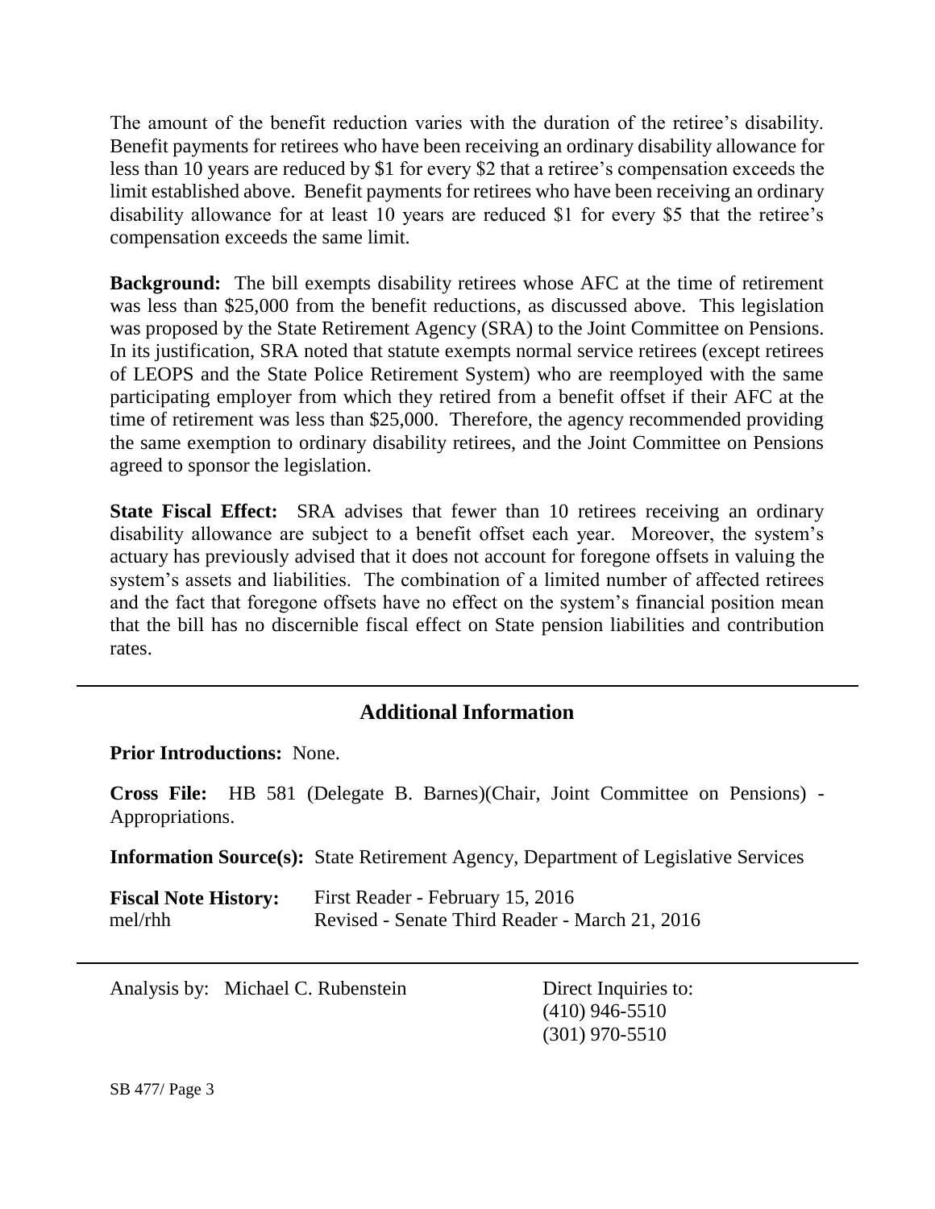The amount of the benefit reduction varies with the duration of the retiree's disability. Benefit payments for retirees who have been receiving an ordinary disability allowance for less than 10 years are reduced by $1 for every $2 that a retiree's compensation exceeds the limit established above. Benefit payments for retirees who have been receiving an ordinary disability allowance for at least 10 years are reduced $1 for every $5 that the retiree's compensation exceeds the same limit.

**Background:** The bill exempts disability retirees whose AFC at the time of retirement was less than $25,000 from the benefit reductions, as discussed above. This legislation was proposed by the State Retirement Agency (SRA) to the Joint Committee on Pensions. In its justification, SRA noted that statute exempts normal service retirees (except retirees of LEOPS and the State Police Retirement System) who are reemployed with the same participating employer from which they retired from a benefit offset if their AFC at the time of retirement was less than $25,000. Therefore, the agency recommended providing the same exemption to ordinary disability retirees, and the Joint Committee on Pensions agreed to sponsor the legislation.

**State Fiscal Effect:** SRA advises that fewer than 10 retirees receiving an ordinary disability allowance are subject to a benefit offset each year. Moreover, the system's actuary has previously advised that it does not account for foregone offsets in valuing the system's assets and liabilities. The combination of a limited number of affected retirees and the fact that foregone offsets have no effect on the system's financial position mean that the bill has no discernible fiscal effect on State pension liabilities and contribution rates.

## Additional Information

**Prior Introductions:** None.

**Cross File:** HB 581 (Delegate B. Barnes)(Chair, Joint Committee on Pensions) - Appropriations.

**Information Source(s):** State Retirement Agency, Department of Legislative Services

**Fiscal Note History:** First Reader - February 15, 2016
mel/rhh Revised - Senate Third Reader - March 21, 2016

Analysis by: Michael C. Rubenstein

Direct Inquiries to:
(410) 946-5510
(301) 970-5510